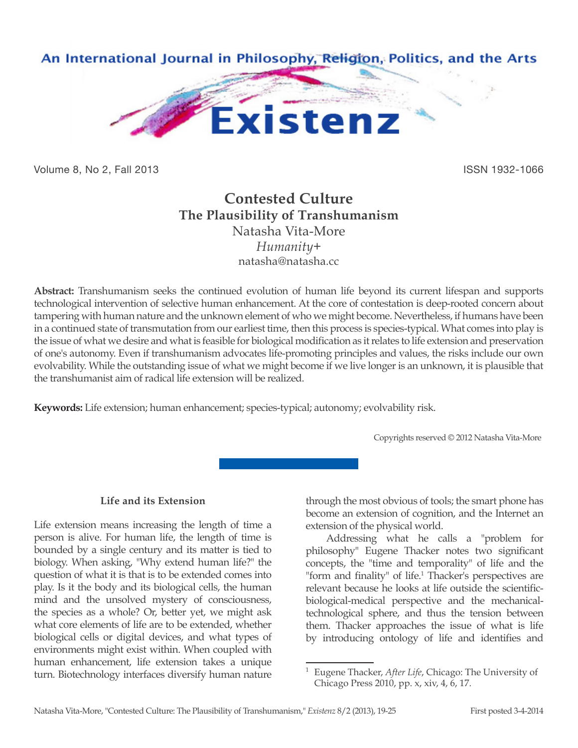An International Journal in Philosophy, Religion, Politics, and the Arts

# Existenz

Volume 8, No 2, Fall 2013 ISSN 1932-1066

## Contested Culture
### The Plausibility of Transhumanism

Natasha Vita-More
*Humanity+*
natasha@natasha.cc

**Abstract:** Transhumanism seeks the continued evolution of human life beyond its current lifespan and supports technological intervention of selective human enhancement. At the core of contestation is deep-rooted concern about tampering with human nature and the unknown element of who we might become. Nevertheless, if humans have been in a continued state of transmutation from our earliest time, then this process is species-typical. What comes into play is the issue of what we desire and what is feasible for biological modification as it relates to life extension and preservation of one's autonomy. Even if transhumanism advocates life-promoting principles and values, the risks include our own evolvability. While the outstanding issue of what we might become if we live longer is an unknown, it is plausible that the transhumanist aim of radical life extension will be realized.

**Keywords:** Life extension; human enhancement; species-typical; autonomy; evolvability risk.

Copyrights reserved © 2012 Natasha Vita-More

### Life and its Extension

Life extension means increasing the length of time a person is alive. For human life, the length of time is bounded by a single century and its matter is tied to biology. When asking, "Why extend human life?" the question of what it is that is to be extended comes into play. Is it the body and its biological cells, the human mind and the unsolved mystery of consciousness, the species as a whole? Or, better yet, we might ask what core elements of life are to be extended, whether biological cells or digital devices, and what types of environments might exist within. When coupled with human enhancement, life extension takes a unique turn. Biotechnology interfaces diversify human nature through the most obvious of tools; the smart phone has become an extension of cognition, and the Internet an extension of the physical world.

Addressing what he calls a "problem for philosophy" Eugene Thacker notes two significant concepts, the "time and temporality" of life and the "form and finality" of life.[1] Thacker's perspectives are relevant because he looks at life outside the scientific-biological-medical perspective and the mechanical-technological sphere, and thus the tension between them. Thacker approaches the issue of what is life by introducing ontology of life and identifies and

---

[1] Eugene Thacker, *After Life*, Chicago: The University of Chicago Press 2010, pp. x, xiv, 4, 6, 17.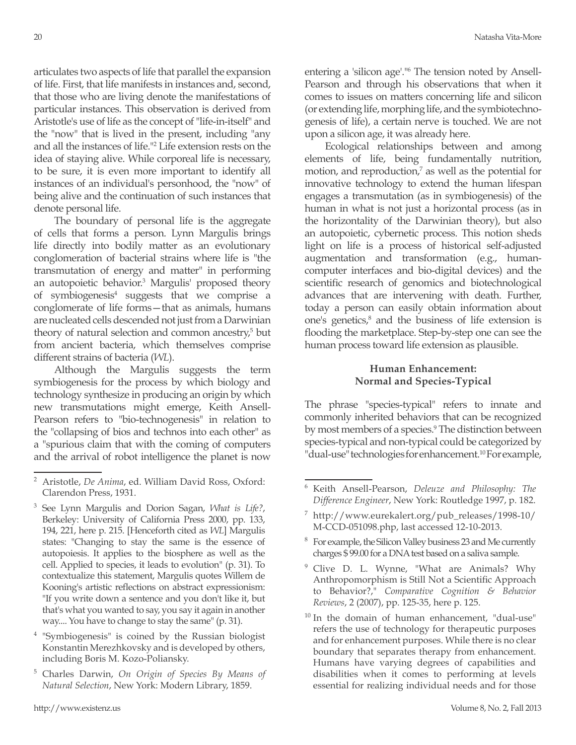articulates two aspects of life that parallel the expansion of life. First, that life manifests in instances and, second, that those who are living denote the manifestations of particular instances. This observation is derived from Aristotle's use of life as the concept of "life-in-itself" and the "now" that is lived in the present, including "any and all the instances of life."[2] Life extension rests on the idea of staying alive. While corporeal life is necessary, to be sure, it is even more important to identify all instances of an individual's personhood, the "now" of being alive and the continuation of such instances that denote personal life.

The boundary of personal life is the aggregate of cells that forms a person. Lynn Margulis brings life directly into bodily matter as an evolutionary conglomeration of bacterial strains where life is "the transmutation of energy and matter" in performing an autopoietic behavior.[3] Margulis' proposed theory of symbiogenesis[4] suggests that we comprise a conglomerate of life forms—that as animals, humans are nucleated cells descended not just from a Darwinian theory of natural selection and common ancestry,[5] but from ancient bacteria, which themselves comprise different strains of bacteria (*WL*).

Although the Margulis suggests the term symbiogenesis for the process by which biology and technology synthesize in producing an origin by which new transmutations might emerge, Keith Ansell-Pearson refers to "bio-technogenesis" in relation to the "collapsing of bios and technos into each other" as a "spurious claim that with the coming of computers and the arrival of robot intelligence the planet is now entering a 'silicon age'."[6] The tension noted by Ansell-Pearson and through his observations that when it comes to issues on matters concerning life and silicon (or extending life, morphing life, and the symbiotechnogenesis of life), a certain nerve is touched. We are not upon a silicon age, it was already here.

Ecological relationships between and among elements of life, being fundamentally nutrition, motion, and reproduction,[7] as well as the potential for innovative technology to extend the human lifespan engages a transmutation (as in symbiogenesis) of the human in what is not just a horizontal process (as in the horizontality of the Darwinian theory), but also an autopoietic, cybernetic process. This notion sheds light on life is a process of historical self-adjusted augmentation and transformation (e.g., human-computer interfaces and bio-digital devices) and the scientific research of genomics and biotechnological advances that are intervening with death. Further, today a person can easily obtain information about one's genetics,[8] and the business of life extension is flooding the marketplace. Step-by-step one can see the human process toward life extension as plausible.

## Human Enhancement: Normal and Species-Typical

The phrase "species-typical" refers to innate and commonly inherited behaviors that can be recognized by most members of a species.[9] The distinction between species-typical and non-typical could be categorized by "dual-use" technologies for enhancement.[10] For example,

---

[2] Aristotle, *De Anima*, ed. William David Ross, Oxford: Clarendon Press, 1931.

[3] See Lynn Margulis and Dorion Sagan, *What is Life?*, Berkeley: University of California Press 2000, pp. 133, 194, 221, here p. 215. [Henceforth cited as *WL*] Margulis states: "Changing to stay the same is the essence of autopoiesis. It applies to the biosphere as well as the cell. Applied to species, it leads to evolution" (p. 31). To contextualize this statement, Margulis quotes Willem de Kooning's artistic reflections on abstract expressionism: "If you write down a sentence and you don't like it, but that's what you wanted to say, you say it again in another way.... You have to change to stay the same" (p. 31).

[4] "Symbiogenesis" is coined by the Russian biologist Konstantin Merezhkovsky and is developed by others, including Boris M. Kozo-Poliansky.

[5] Charles Darwin, *On Origin of Species By Means of Natural Selection*, New York: Modern Library, 1859.

[6] Keith Ansell-Pearson, *Deleuze and Philosophy: The Difference Engineer*, New York: Routledge 1997, p. 182.

[7] http://www.eurekalert.org/pub_releases/1998-10/M-CCD-051098.php, last accessed 12-10-2013.

[8] For example, the Silicon Valley business 23 and Me currently charges $ 99.00 for a DNA test based on a saliva sample.

[9] Clive D. L. Wynne, "What are Animals? Why Anthropomorphism is Still Not a Scientific Approach to Behavior?," *Comparative Cognition & Behavior Reviews*, 2 (2007), pp. 125-35, here p. 125.

[10] In the domain of human enhancement, "dual-use" refers the use of technology for therapeutic purposes and for enhancement purposes. While there is no clear boundary that separates therapy from enhancement. Humans have varying degrees of capabilities and disabilities when it comes to performing at levels essential for realizing individual needs and for those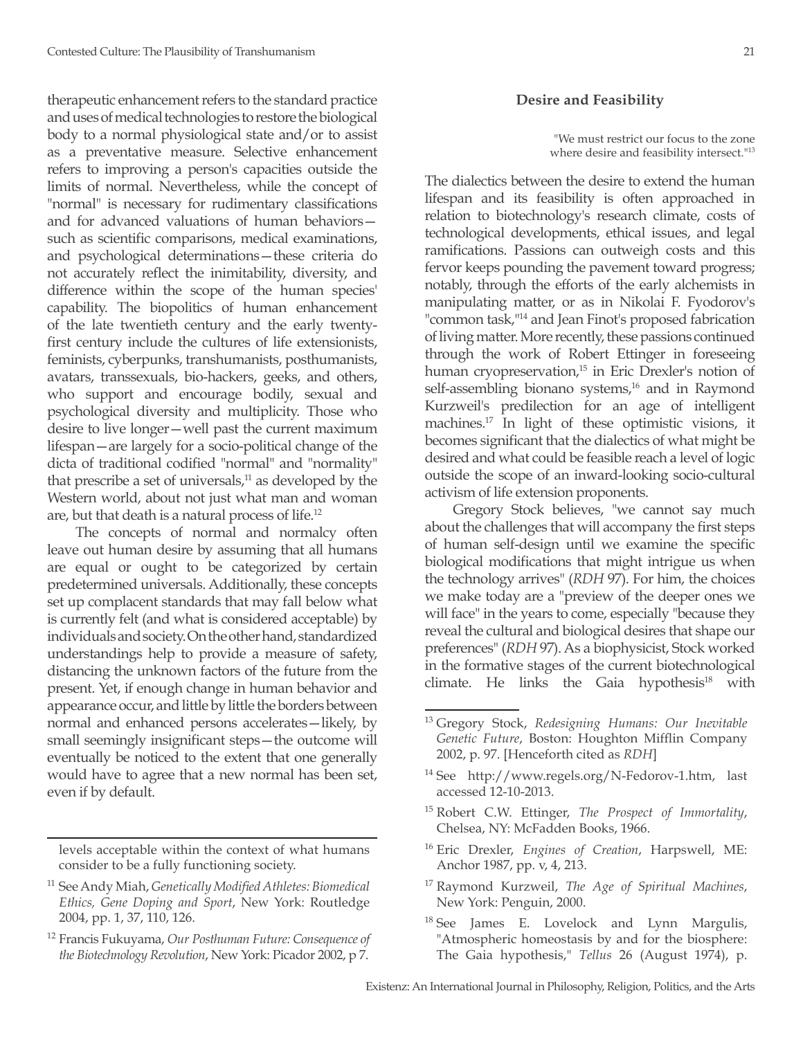therapeutic enhancement refers to the standard practice and uses of medical technologies to restore the biological body to a normal physiological state and/or to assist as a preventative measure. Selective enhancement refers to improving a person's capacities outside the limits of normal. Nevertheless, while the concept of "normal" is necessary for rudimentary classifications and for advanced valuations of human behaviors—such as scientific comparisons, medical examinations, and psychological determinations—these criteria do not accurately reflect the inimitability, diversity, and difference within the scope of the human species' capability. The biopolitics of human enhancement of the late twentieth century and the early twenty-first century include the cultures of life extensionists, feminists, cyberpunks, transhumanists, posthumanists, avatars, transsexuals, bio-hackers, geeks, and others, who support and encourage bodily, sexual and psychological diversity and multiplicity. Those who desire to live longer—well past the current maximum lifespan—are largely for a socio-political change of the dicta of traditional codified "normal" and "normality" that prescribe a set of universals,[11] as developed by the Western world, about not just what man and woman are, but that death is a natural process of life.[12]

The concepts of normal and normalcy often leave out human desire by assuming that all humans are equal or ought to be categorized by certain predetermined universals. Additionally, these concepts set up complacent standards that may fall below what is currently felt (and what is considered acceptable) by individuals and society. On the other hand, standardized understandings help to provide a measure of safety, distancing the unknown factors of the future from the present. Yet, if enough change in human behavior and appearance occur, and little by little the borders between normal and enhanced persons accelerates—likely, by small seemingly insignificant steps—the outcome will eventually be noticed to the extent that one generally would have to agree that a new normal has been set, even if by default.

### Desire and Feasibility

> "We must restrict our focus to the zone where desire and feasibility intersect."[13]

The dialectics between the desire to extend the human lifespan and its feasibility is often approached in relation to biotechnology's research climate, costs of technological developments, ethical issues, and legal ramifications. Passions can outweigh costs and this fervor keeps pounding the pavement toward progress; notably, through the efforts of the early alchemists in manipulating matter, or as in Nikolai F. Fyodorov's "common task,"[14] and Jean Finot's proposed fabrication of living matter. More recently, these passions continued through the work of Robert Ettinger in foreseeing human cryopreservation,[15] in Eric Drexler's notion of self-assembling bionano systems,[16] and in Raymond Kurzweil's predilection for an age of intelligent machines.[17] In light of these optimistic visions, it becomes significant that the dialectics of what might be desired and what could be feasible reach a level of logic outside the scope of an inward-looking socio-cultural activism of life extension proponents.

Gregory Stock believes, "we cannot say much about the challenges that will accompany the first steps of human self-design until we examine the specific biological modifications that might intrigue us when the technology arrives" (*RDH* 97). For him, the choices we make today are a "preview of the deeper ones we will face" in the years to come, especially "because they reveal the cultural and biological desires that shape our preferences" (*RDH* 97). As a biophysicist, Stock worked in the formative stages of the current biotechnological climate. He links the Gaia hypothesis[18] with

---

levels acceptable within the context of what humans consider to be a fully functioning society.

[11] See Andy Miah, *Genetically Modified Athletes: Biomedical Ethics, Gene Doping and Sport*, New York: Routledge 2004, pp. 1, 37, 110, 126.

[12] Francis Fukuyama, *Our Posthuman Future: Consequence of the Biotechnology Revolution*, New York: Picador 2002, p 7.

[13] Gregory Stock, *Redesigning Humans: Our Inevitable Genetic Future*, Boston: Houghton Mifflin Company 2002, p. 97. [Henceforth cited as *RDH*]

[14] See http://www.regels.org/N-Fedorov-1.htm, last accessed 12-10-2013.

[15] Robert C.W. Ettinger, *The Prospect of Immortality*, Chelsea, NY: McFadden Books, 1966.

[16] Eric Drexler, *Engines of Creation*, Harpswell, ME: Anchor 1987, pp. v, 4, 213.

[17] Raymond Kurzweil, *The Age of Spiritual Machines*, New York: Penguin, 2000.

[18] See James E. Lovelock and Lynn Margulis, "Atmospheric homeostasis by and for the biosphere: The Gaia hypothesis," *Tellus* 26 (August 1974), p.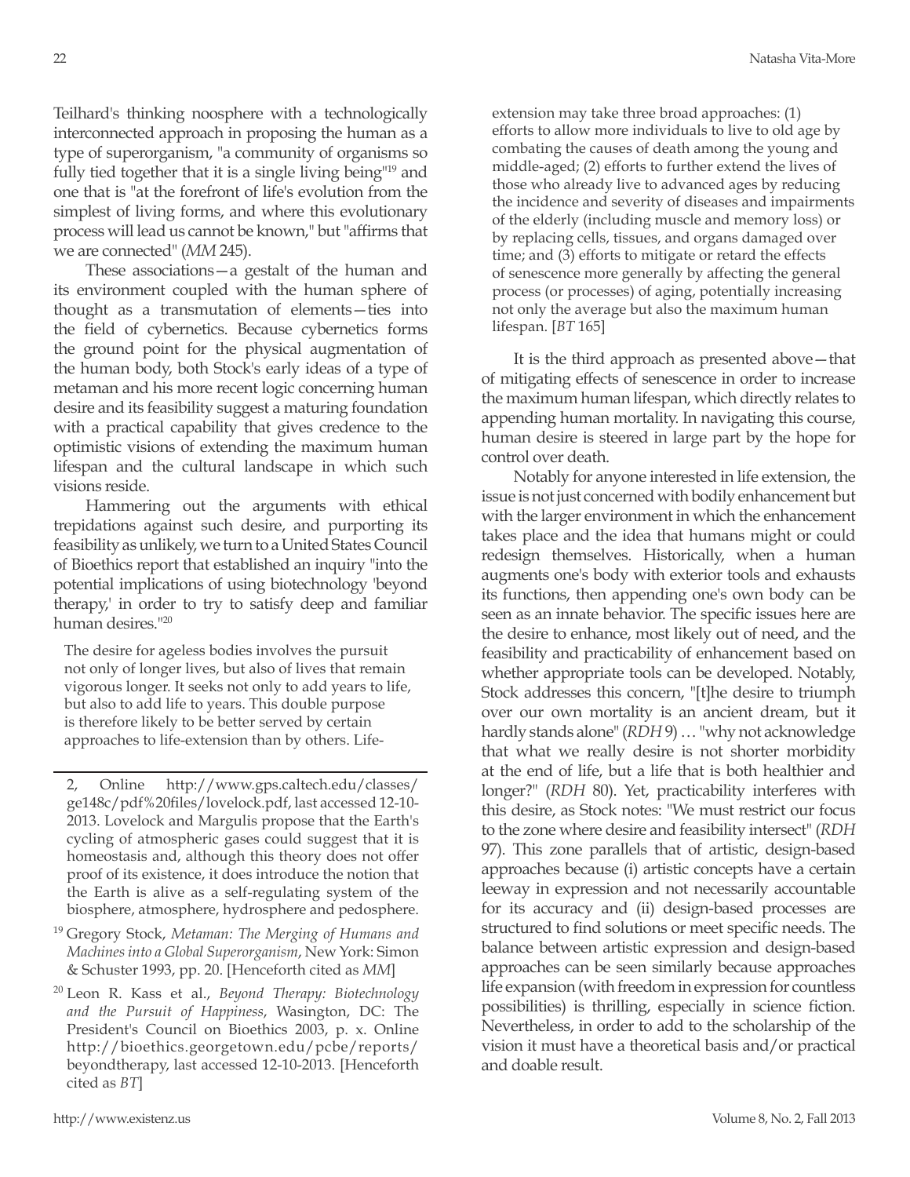Teilhard's thinking noosphere with a technologically interconnected approach in proposing the human as a type of superorganism, "a community of organisms so fully tied together that it is a single living being"[19] and one that is "at the forefront of life's evolution from the simplest of living forms, and where this evolutionary process will lead us cannot be known," but "affirms that we are connected" (*MM* 245).

These associations—a gestalt of the human and its environment coupled with the human sphere of thought as a transmutation of elements—ties into the field of cybernetics. Because cybernetics forms the ground point for the physical augmentation of the human body, both Stock's early ideas of a type of metaman and his more recent logic concerning human desire and its feasibility suggest a maturing foundation with a practical capability that gives credence to the optimistic visions of extending the maximum human lifespan and the cultural landscape in which such visions reside.

Hammering out the arguments with ethical trepidations against such desire, and purporting its feasibility as unlikely, we turn to a United States Council of Bioethics report that established an inquiry "into the potential implications of using biotechnology 'beyond therapy,' in order to try to satisfy deep and familiar human desires."[20]

> The desire for ageless bodies involves the pursuit not only of longer lives, but also of lives that remain vigorous longer. It seeks not only to add years to life, but also to add life to years. This double purpose is therefore likely to be better served by certain approaches to life-extension than by others. Life-extension may take three broad approaches: (1) efforts to allow more individuals to live to old age by combating the causes of death among the young and middle-aged; (2) efforts to further extend the lives of those who already live to advanced ages by reducing the incidence and severity of diseases and impairments of the elderly (including muscle and memory loss) or by replacing cells, tissues, and organs damaged over time; and (3) efforts to mitigate or retard the effects of senescence more generally by affecting the general process (or processes) of aging, potentially increasing not only the average but also the maximum human lifespan. [*BT* 165]

It is the third approach as presented above—that of mitigating effects of senescence in order to increase the maximum human lifespan, which directly relates to appending human mortality. In navigating this course, human desire is steered in large part by the hope for control over death.

Notably for anyone interested in life extension, the issue is not just concerned with bodily enhancement but with the larger environment in which the enhancement takes place and the idea that humans might or could redesign themselves. Historically, when a human augments one's body with exterior tools and exhausts its functions, then appending one's own body can be seen as an innate behavior. The specific issues here are the desire to enhance, most likely out of need, and the feasibility and practicability of enhancement based on whether appropriate tools can be developed. Notably, Stock addresses this concern, "[t]he desire to triumph over our own mortality is an ancient dream, but it hardly stands alone" (*RDH* 9) … "why not acknowledge that what we really desire is not shorter morbidity at the end of life, but a life that is both healthier and longer?" (*RDH* 80). Yet, practicability interferes with this desire, as Stock notes: "We must restrict our focus to the zone where desire and feasibility intersect" (*RDH* 97). This zone parallels that of artistic, design-based approaches because (i) artistic concepts have a certain leeway in expression and not necessarily accountable for its accuracy and (ii) design-based processes are structured to find solutions or meet specific needs. The balance between artistic expression and design-based approaches can be seen similarly because approaches life expansion (with freedom in expression for countless possibilities) is thrilling, especially in science fiction. Nevertheless, in order to add to the scholarship of the vision it must have a theoretical basis and/or practical and doable result.

---

2, Online http://www.gps.caltech.edu/classes/ge148c/pdf%20files/lovelock.pdf, last accessed 12-10-2013. Lovelock and Margulis propose that the Earth's cycling of atmospheric gases could suggest that it is homeostasis and, although this theory does not offer proof of its existence, it does introduce the notion that the Earth is alive as a self-regulating system of the biosphere, atmosphere, hydrosphere and pedosphere.

[19] Gregory Stock, *Metaman: The Merging of Humans and Machines into a Global Superorganism*, New York: Simon & Schuster 1993, pp. 20. [Henceforth cited as *MM*]

[20] Leon R. Kass et al., *Beyond Therapy: Biotechnology and the Pursuit of Happiness*, Wasington, DC: The President's Council on Bioethics 2003, p. x. Online http://bioethics.georgetown.edu/pcbe/reports/beyondtherapy, last accessed 12-10-2013. [Henceforth cited as *BT*]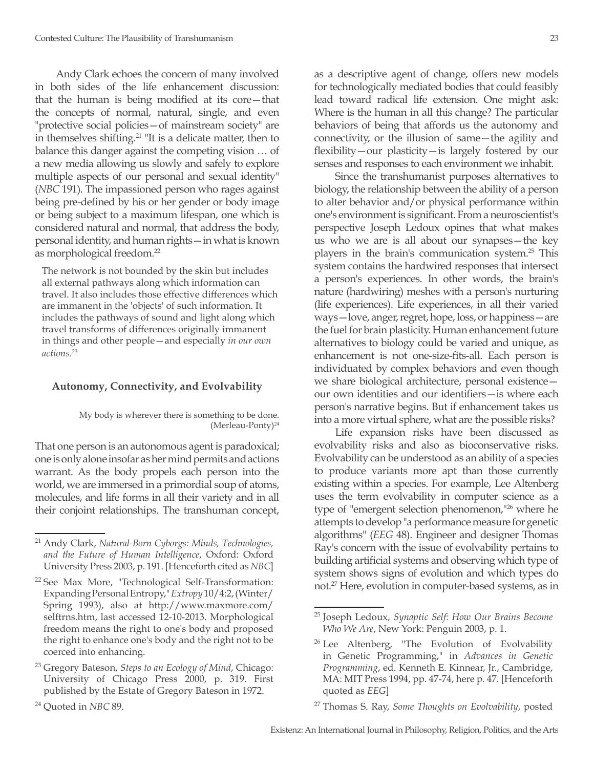Andy Clark echoes the concern of many involved in both sides of the life enhancement discussion: that the human is being modified at its core—that the concepts of normal, natural, single, and even "protective social policies—of mainstream society" are in themselves shifting.[21] "It is a delicate matter, then to balance this danger against the competing vision … of a new media allowing us slowly and safely to explore multiple aspects of our personal and sexual identity" (*NBC* 191). The impassioned person who rages against being pre-defined by his or her gender or body image or being subject to a maximum lifespan, one which is considered natural and normal, that address the body, personal identity, and human rights—in what is known as morphological freedom.[22]

> The network is not bounded by the skin but includes all external pathways along which information can travel. It also includes those effective differences which are immanent in the 'objects' of such information. It includes the pathways of sound and light along which travel transforms of differences originally immanent in things and other people—and especially *in our own actions*.[23]

### Autonomy, Connectivity, and Evolvability

> My body is wherever there is something to be done.
> (Merleau-Ponty)[24]

That one person is an autonomous agent is paradoxical; one is only alone insofar as her mind permits and actions warrant. As the body propels each person into the world, we are immersed in a primordial soup of atoms, molecules, and life forms in all their variety and in all their conjoint relationships. The transhuman concept, as a descriptive agent of change, offers new models for technologically mediated bodies that could feasibly lead toward radical life extension. One might ask: Where is the human in all this change? The particular behaviors of being that affords us the autonomy and connectivity, or the illusion of same—the agility and flexibility—our plasticity—is largely fostered by our senses and responses to each environment we inhabit.

Since the transhumanist purposes alternatives to biology, the relationship between the ability of a person to alter behavior and/or physical performance within one's environment is significant. From a neuroscientist's perspective Joseph Ledoux opines that what makes us who we are is all about our synapses—the key players in the brain's communication system.[25] This system contains the hardwired responses that intersect a person's experiences. In other words, the brain's nature (hardwiring) meshes with a person's nurturing (life experiences). Life experiences, in all their varied ways—love, anger, regret, hope, loss, or happiness—are the fuel for brain plasticity. Human enhancement future alternatives to biology could be varied and unique, as enhancement is not one-size-fits-all. Each person is individuated by complex behaviors and even though we share biological architecture, personal existence—our own identities and our identifiers—is where each person's narrative begins. But if enhancement takes us into a more virtual sphere, what are the possible risks?

Life expansion risks have been discussed as evolvability risks and also as bioconservative risks. Evolvability can be understood as an ability of a species to produce variants more apt than those currently existing within a species. For example, Lee Altenberg uses the term evolvability in computer science as a type of "emergent selection phenomenon,"[26] where he attempts to develop "a performance measure for genetic algorithms" (*EEG* 48). Engineer and designer Thomas Ray's concern with the issue of evolvability pertains to building artificial systems and observing which type of system shows signs of evolution and which types do not.[27] Here, evolution in computer-based systems, as in

---

[21] Andy Clark, *Natural-Born Cyborgs: Minds, Technologies, and the Future of Human Intelligence*, Oxford: Oxford University Press 2003, p. 191. [Henceforth cited as *NBC*]

[22] See Max More, "Technological Self-Transformation: Expanding Personal Entropy," *Extropy* 10/4:2, (Winter/Spring 1993), also at http://www.maxmore.com/selftrns.htm, last accessed 12-10-2013. Morphological freedom means the right to one's body and proposed the right to enhance one's body and the right not to be coerced into enhancing.

[23] Gregory Bateson, *Steps to an Ecology of Mind*, Chicago: University of Chicago Press 2000, p. 319. First published by the Estate of Gregory Bateson in 1972.

[24] Quoted in *NBC* 89.

[25] Joseph Ledoux, *Synaptic Self: How Our Brains Become Who We Are*, New York: Penguin 2003, p. 1.

[26] Lee Altenberg, "The Evolution of Evolvability in Genetic Programming," in *Advances in Genetic Programming*, ed. Kenneth E. Kinnear, Jr., Cambridge, MA: MIT Press 1994, pp. 47-74, here p. 47. [Henceforth quoted as *EEG*]

[27] Thomas S. Ray, *Some Thoughts on Evolvability*, posted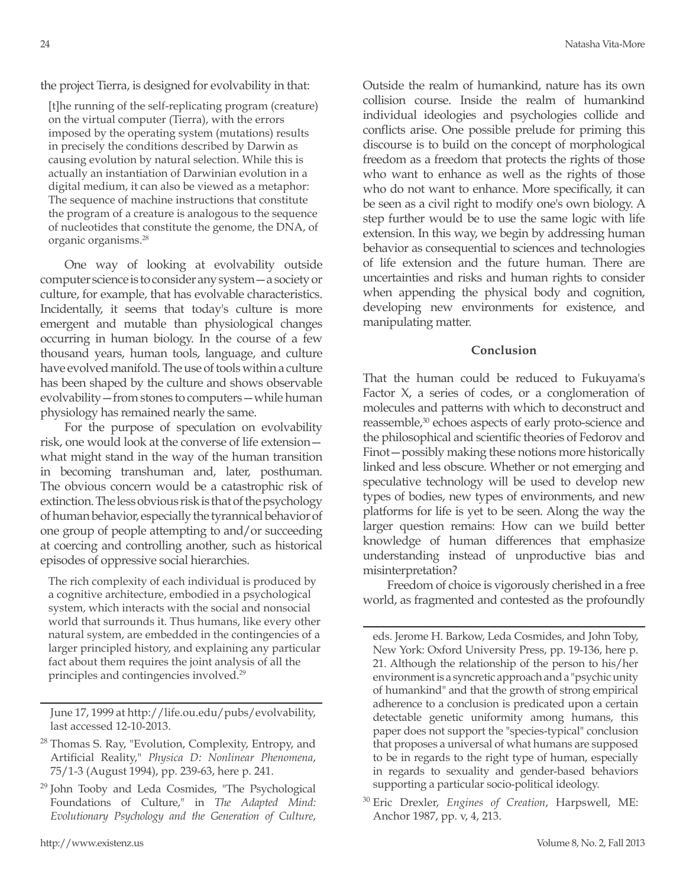the project Tierra, is designed for evolvability in that:

> [t]he running of the self-replicating program (creature) on the virtual computer (Tierra), with the errors imposed by the operating system (mutations) results in precisely the conditions described by Darwin as causing evolution by natural selection. While this is actually an instantiation of Darwinian evolution in a digital medium, it can also be viewed as a metaphor: The sequence of machine instructions that constitute the program of a creature is analogous to the sequence of nucleotides that constitute the genome, the DNA, of organic organisms.[28]

One way of looking at evolvability outside computer science is to consider any system—a society or culture, for example, that has evolvable characteristics. Incidentally, it seems that today's culture is more emergent and mutable than physiological changes occurring in human biology. In the course of a few thousand years, human tools, language, and culture have evolved manifold. The use of tools within a culture has been shaped by the culture and shows observable evolvability—from stones to computers—while human physiology has remained nearly the same.

For the purpose of speculation on evolvability risk, one would look at the converse of life extension—what might stand in the way of the human transition in becoming transhuman and, later, posthuman. The obvious concern would be a catastrophic risk of extinction. The less obvious risk is that of the psychology of human behavior, especially the tyrannical behavior of one group of people attempting to and/or succeeding at coercing and controlling another, such as historical episodes of oppressive social hierarchies.

> The rich complexity of each individual is produced by a cognitive architecture, embodied in a psychological system, which interacts with the social and nonsocial world that surrounds it. Thus humans, like every other natural system, are embedded in the contingencies of a larger principled history, and explaining any particular fact about them requires the joint analysis of all the principles and contingencies involved.[29]

Outside the realm of humankind, nature has its own collision course. Inside the realm of humankind individual ideologies and psychologies collide and conflicts arise. One possible prelude for priming this discourse is to build on the concept of morphological freedom as a freedom that protects the rights of those who want to enhance as well as the rights of those who do not want to enhance. More specifically, it can be seen as a civil right to modify one's own biology. A step further would be to use the same logic with life extension. In this way, we begin by addressing human behavior as consequential to sciences and technologies of life extension and the future human. There are uncertainties and risks and human rights to consider when appending the physical body and cognition, developing new environments for existence, and manipulating matter.

### Conclusion

That the human could be reduced to Fukuyama's Factor X, a series of codes, or a conglomeration of molecules and patterns with which to deconstruct and reassemble,[30] echoes aspects of early proto-science and the philosophical and scientific theories of Fedorov and Finot—possibly making these notions more historically linked and less obscure. Whether or not emerging and speculative technology will be used to develop new types of bodies, new types of environments, and new platforms for life is yet to be seen. Along the way the larger question remains: How can we build better knowledge of human differences that emphasize understanding instead of unproductive bias and misinterpretation?

Freedom of choice is vigorously cherished in a free world, as fragmented and contested as the profoundly

---

June 17, 1999 at http://life.ou.edu/pubs/evolvability, last accessed 12-10-2013.

[28] Thomas S. Ray, "Evolution, Complexity, Entropy, and Artificial Reality," *Physica D: Nonlinear Phenomena*, 75/1-3 (August 1994), pp. 239-63, here p. 241.

[29] John Tooby and Leda Cosmides, "The Psychological Foundations of Culture," in *The Adapted Mind: Evolutionary Psychology and the Generation of Culture*, eds. Jerome H. Barkow, Leda Cosmides, and John Toby, New York: Oxford University Press, pp. 19-136, here p. 21. Although the relationship of the person to his/her environment is a syncretic approach and a "psychic unity of humankind" and that the growth of strong empirical adherence to a conclusion is predicated upon a certain detectable genetic uniformity among humans, this paper does not support the "species-typical" conclusion that proposes a universal of what humans are supposed to be in regards to the right type of human, especially in regards to sexuality and gender-based behaviors supporting a particular socio-political ideology.

[30] Eric Drexler, *Engines of Creation*, Harpswell, ME: Anchor 1987, pp. v, 4, 213.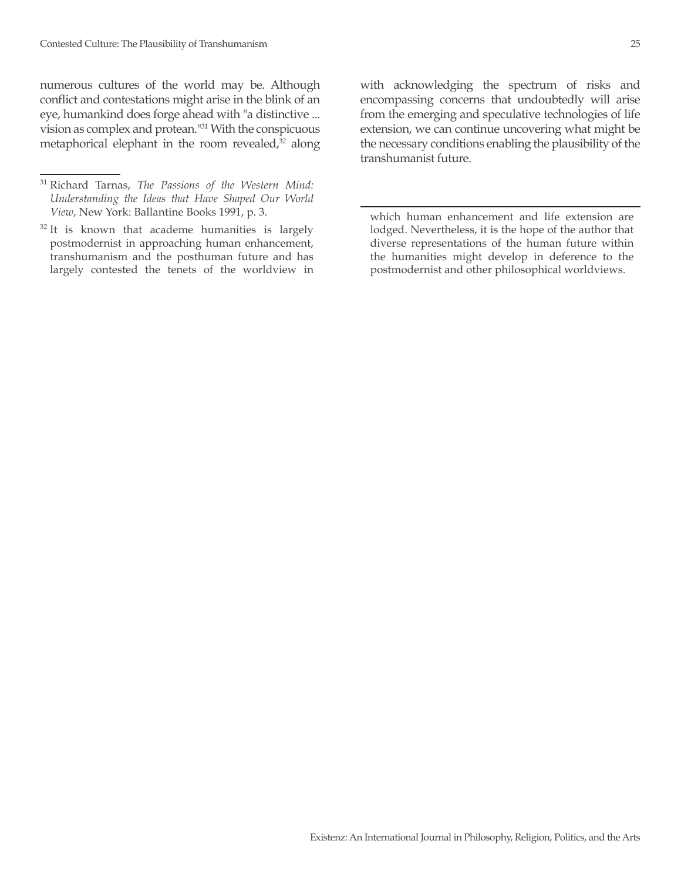numerous cultures of the world may be. Although conflict and contestations might arise in the blink of an eye, humankind does forge ahead with "a distinctive ... vision as complex and protean."[31] With the conspicuous metaphorical elephant in the room revealed,[32] along with acknowledging the spectrum of risks and encompassing concerns that undoubtedly will arise from the emerging and speculative technologies of life extension, we can continue uncovering what might be the necessary conditions enabling the plausibility of the transhumanist future.

---

[31] Richard Tarnas, *The Passions of the Western Mind: Understanding the Ideas that Have Shaped Our World View*, New York: Ballantine Books 1991, p. 3.

[32] It is known that academe humanities is largely postmodernist in approaching human enhancement, transhumanism and the posthuman future and has largely contested the tenets of the worldview in which human enhancement and life extension are lodged. Nevertheless, it is the hope of the author that diverse representations of the human future within the humanities might develop in deference to the postmodernist and other philosophical worldviews.